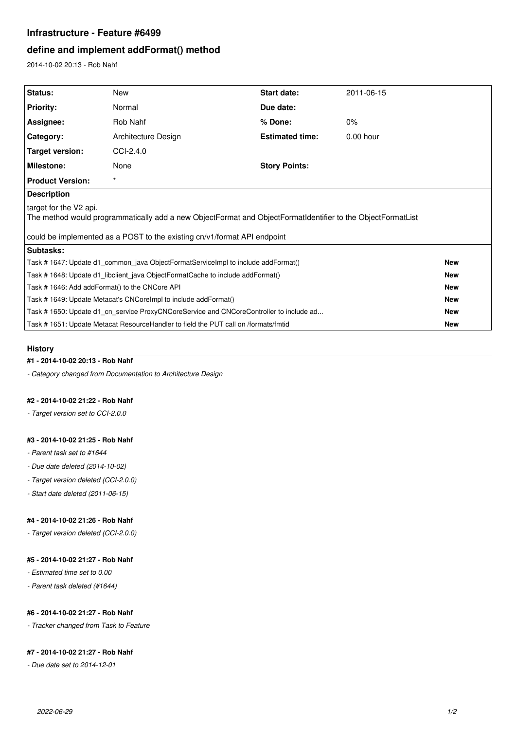# Infrastructure - Feature #6499

## define and implement addFormat() method

2014-10-02 20:13 - Rob Nahf

| Status: | New | Start date: | 2011-06-15 |
|---|---|---|---|
| Priority: | Normal | Due date: | |
| Assignee: | Rob Nahf | % Done: | 0% |
| Category: | Architecture Design | Estimated time: | 0.00 hour |
| Target version: | CCI-2.4.0 | | |
| Milestone: | None | Story Points: | |
| Product Version: | * | | |

**Description**

target for the V2 api.
The method would programmatically add a new ObjectFormat and ObjectFormatIdentifier to the ObjectFormatList

could be implemented as a POST to the existing cn/v1/format API endpoint

**Subtasks:**

| Task | Status |
|---|---|
| Task # 1647: Update d1_common_java ObjectFormatServiceImpl to include addFormat() | New |
| Task # 1648: Update d1_libclient_java ObjectFormatCache to include addFormat() | New |
| Task # 1646: Add addFormat() to the CNCore API | New |
| Task # 1649: Update Metacat's CNCoreImpl to include addFormat() | New |
| Task # 1650: Update d1_cn_service ProxyCNCoreService and CNCoreController to include ad... | New |
| Task # 1651: Update Metacat ResourceHandler to field the PUT call on /formats/fmtid | New |

### History

#### #1 - 2014-10-02 20:13 - Rob Nahf

- *Category changed from Documentation to Architecture Design*

#### #2 - 2014-10-02 21:22 - Rob Nahf

- *Target version set to CCI-2.0.0*

#### #3 - 2014-10-02 21:25 - Rob Nahf

- *Parent task set to #1644*
- *Due date deleted (2014-10-02)*
- *Target version deleted (CCI-2.0.0)*
- *Start date deleted (2011-06-15)*

#### #4 - 2014-10-02 21:26 - Rob Nahf

- *Target version deleted (CCI-2.0.0)*

#### #5 - 2014-10-02 21:27 - Rob Nahf

- *Estimated time set to 0.00*
- *Parent task deleted (#1644)*

#### #6 - 2014-10-02 21:27 - Rob Nahf

- *Tracker changed from Task to Feature*

#### #7 - 2014-10-02 21:27 - Rob Nahf

- *Due date set to 2014-12-01*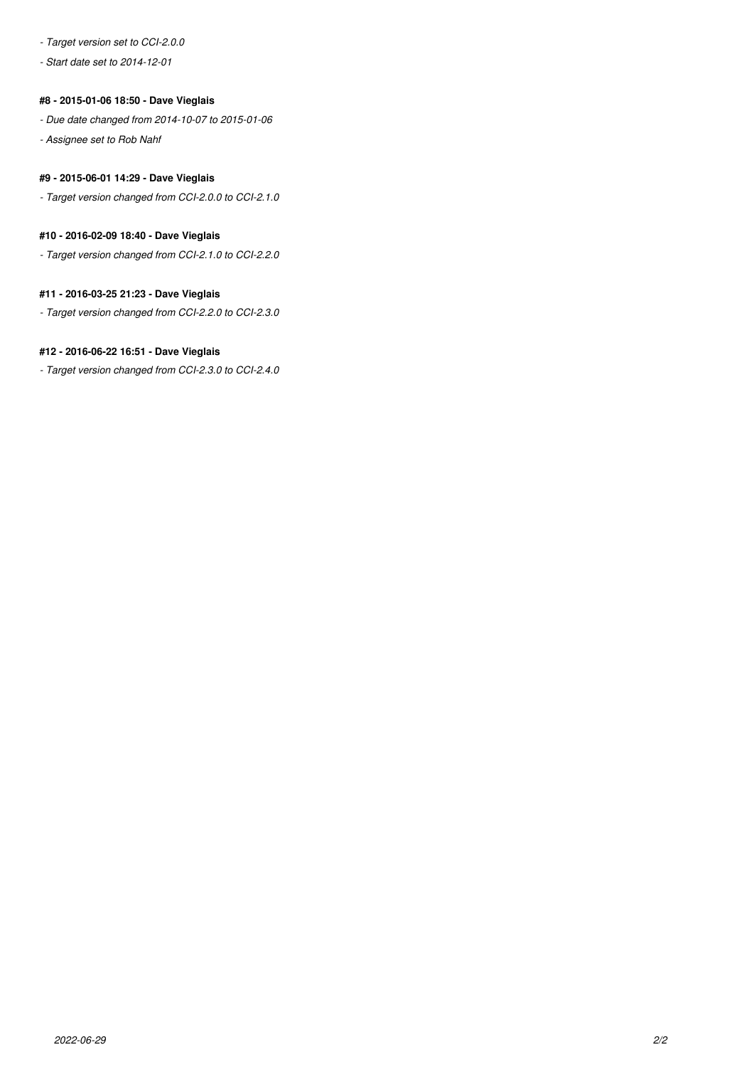*- Target version set to CCI-2.0.0*

*- Start date set to 2014-12-01*

#### #8 - 2015-01-06 18:50 - Dave Vieglais

*- Due date changed from 2014-10-07 to 2015-01-06*

*- Assignee set to Rob Nahf*

#### #9 - 2015-06-01 14:29 - Dave Vieglais

*- Target version changed from CCI-2.0.0 to CCI-2.1.0*

#### #10 - 2016-02-09 18:40 - Dave Vieglais

*- Target version changed from CCI-2.1.0 to CCI-2.2.0*

#### #11 - 2016-03-25 21:23 - Dave Vieglais

*- Target version changed from CCI-2.2.0 to CCI-2.3.0*

#### #12 - 2016-06-22 16:51 - Dave Vieglais

*- Target version changed from CCI-2.3.0 to CCI-2.4.0*